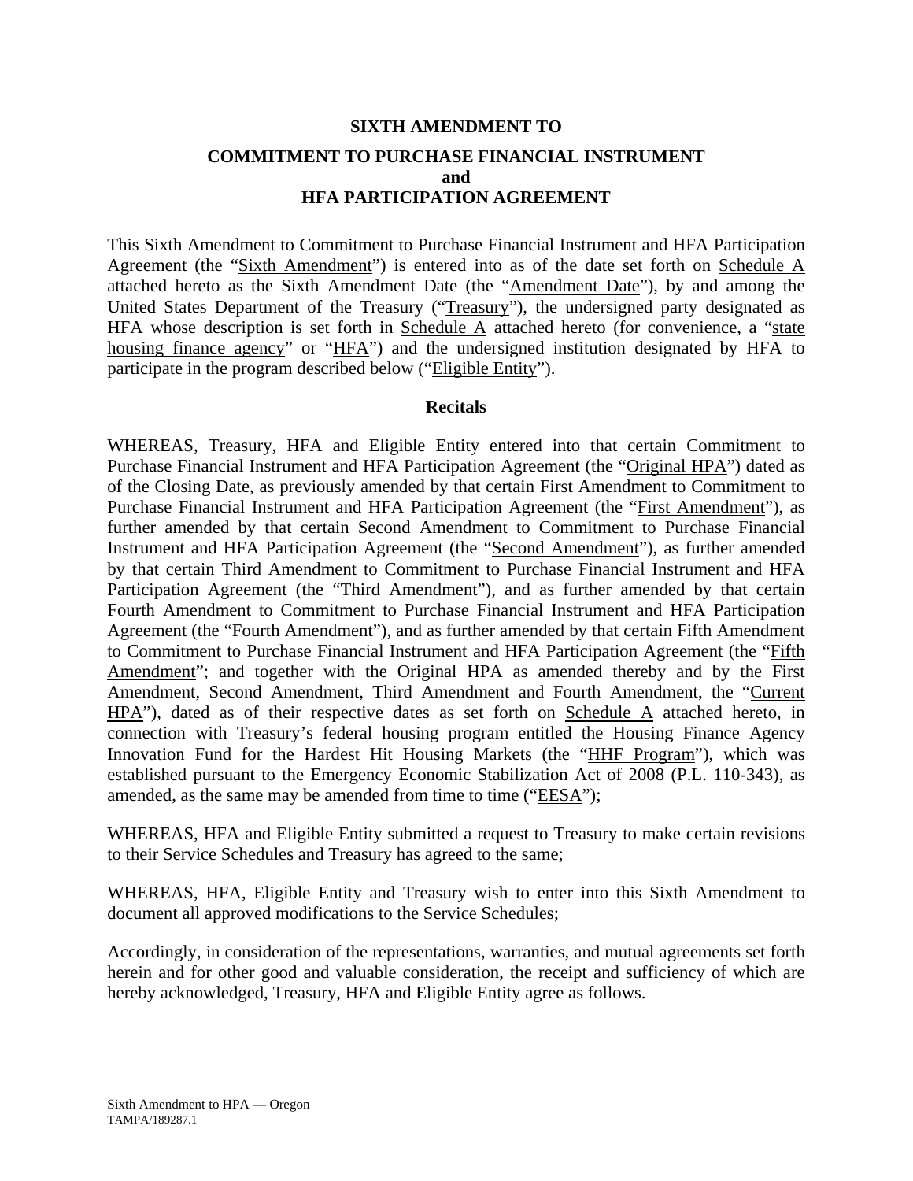**SIXTH AMENDMENT TO**

**COMMITMENT TO PURCHASE FINANCIAL INSTRUMENT and HFA PARTICIPATION AGREEMENT**

This Sixth Amendment to Commitment to Purchase Financial Instrument and HFA Participation Agreement (the "Sixth Amendment") is entered into as of the date set forth on Schedule A attached hereto as the Sixth Amendment Date (the "Amendment Date"), by and among the United States Department of the Treasury ("Treasury"), the undersigned party designated as HFA whose description is set forth in Schedule A attached hereto (for convenience, a "state housing finance agency" or "HFA") and the undersigned institution designated by HFA to participate in the program described below ("Eligible Entity").

**Recitals**

WHEREAS, Treasury, HFA and Eligible Entity entered into that certain Commitment to Purchase Financial Instrument and HFA Participation Agreement (the "Original HPA") dated as of the Closing Date, as previously amended by that certain First Amendment to Commitment to Purchase Financial Instrument and HFA Participation Agreement (the "First Amendment"), as further amended by that certain Second Amendment to Commitment to Purchase Financial Instrument and HFA Participation Agreement (the "Second Amendment"), as further amended by that certain Third Amendment to Commitment to Purchase Financial Instrument and HFA Participation Agreement (the "Third Amendment"), and as further amended by that certain Fourth Amendment to Commitment to Purchase Financial Instrument and HFA Participation Agreement (the "Fourth Amendment"), and as further amended by that certain Fifth Amendment to Commitment to Purchase Financial Instrument and HFA Participation Agreement (the "Fifth Amendment"; and together with the Original HPA as amended thereby and by the First Amendment, Second Amendment, Third Amendment and Fourth Amendment, the "Current HPA"), dated as of their respective dates as set forth on Schedule A attached hereto, in connection with Treasury's federal housing program entitled the Housing Finance Agency Innovation Fund for the Hardest Hit Housing Markets (the "HHF Program"), which was established pursuant to the Emergency Economic Stabilization Act of 2008 (P.L. 110-343), as amended, as the same may be amended from time to time ("EESA");

WHEREAS, HFA and Eligible Entity submitted a request to Treasury to make certain revisions to their Service Schedules and Treasury has agreed to the same;

WHEREAS, HFA, Eligible Entity and Treasury wish to enter into this Sixth Amendment to document all approved modifications to the Service Schedules;

Accordingly, in consideration of the representations, warranties, and mutual agreements set forth herein and for other good and valuable consideration, the receipt and sufficiency of which are hereby acknowledged, Treasury, HFA and Eligible Entity agree as follows.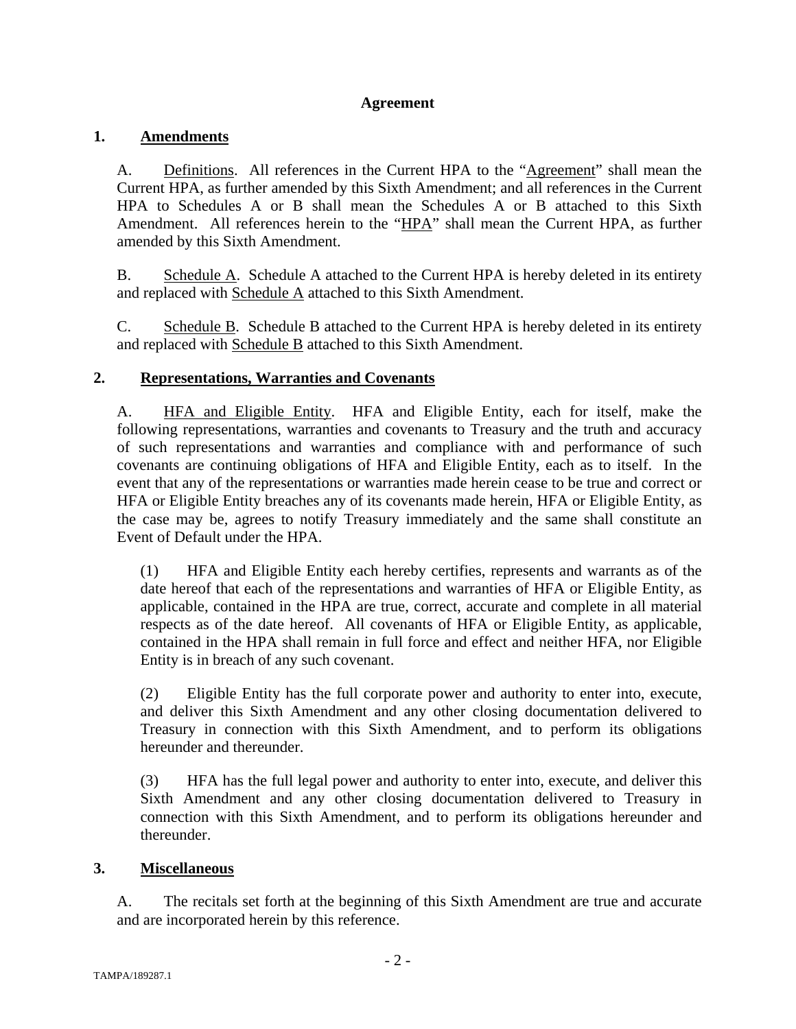**Agreement**

**1. Amendments**

A. Definitions. All references in the Current HPA to the "Agreement" shall mean the Current HPA, as further amended by this Sixth Amendment; and all references in the Current HPA to Schedules A or B shall mean the Schedules A or B attached to this Sixth Amendment. All references herein to the "HPA" shall mean the Current HPA, as further amended by this Sixth Amendment.

B. Schedule A. Schedule A attached to the Current HPA is hereby deleted in its entirety and replaced with Schedule A attached to this Sixth Amendment.

C. Schedule B. Schedule B attached to the Current HPA is hereby deleted in its entirety and replaced with Schedule B attached to this Sixth Amendment.

**2. Representations, Warranties and Covenants**

A. HFA and Eligible Entity. HFA and Eligible Entity, each for itself, make the following representations, warranties and covenants to Treasury and the truth and accuracy of such representations and warranties and compliance with and performance of such covenants are continuing obligations of HFA and Eligible Entity, each as to itself. In the event that any of the representations or warranties made herein cease to be true and correct or HFA or Eligible Entity breaches any of its covenants made herein, HFA or Eligible Entity, as the case may be, agrees to notify Treasury immediately and the same shall constitute an Event of Default under the HPA.

(1) HFA and Eligible Entity each hereby certifies, represents and warrants as of the date hereof that each of the representations and warranties of HFA or Eligible Entity, as applicable, contained in the HPA are true, correct, accurate and complete in all material respects as of the date hereof. All covenants of HFA or Eligible Entity, as applicable, contained in the HPA shall remain in full force and effect and neither HFA, nor Eligible Entity is in breach of any such covenant.

(2) Eligible Entity has the full corporate power and authority to enter into, execute, and deliver this Sixth Amendment and any other closing documentation delivered to Treasury in connection with this Sixth Amendment, and to perform its obligations hereunder and thereunder.

(3) HFA has the full legal power and authority to enter into, execute, and deliver this Sixth Amendment and any other closing documentation delivered to Treasury in connection with this Sixth Amendment, and to perform its obligations hereunder and thereunder.

**3. Miscellaneous**

A. The recitals set forth at the beginning of this Sixth Amendment are true and accurate and are incorporated herein by this reference.

TAMPA/189287.1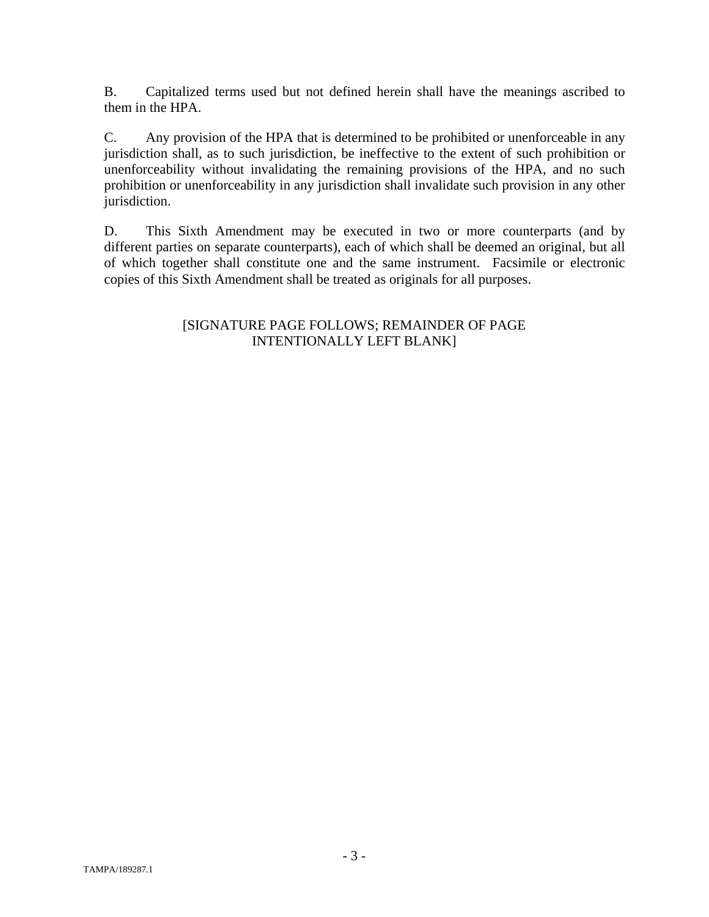B. Capitalized terms used but not defined herein shall have the meanings ascribed to them in the HPA.

C. Any provision of the HPA that is determined to be prohibited or unenforceable in any jurisdiction shall, as to such jurisdiction, be ineffective to the extent of such prohibition or unenforceability without invalidating the remaining provisions of the HPA, and no such prohibition or unenforceability in any jurisdiction shall invalidate such provision in any other jurisdiction.

D. This Sixth Amendment may be executed in two or more counterparts (and by different parties on separate counterparts), each of which shall be deemed an original, but all of which together shall constitute one and the same instrument. Facsimile or electronic copies of this Sixth Amendment shall be treated as originals for all purposes.

[SIGNATURE PAGE FOLLOWS; REMAINDER OF PAGE INTENTIONALLY LEFT BLANK]

TAMPA/189287.1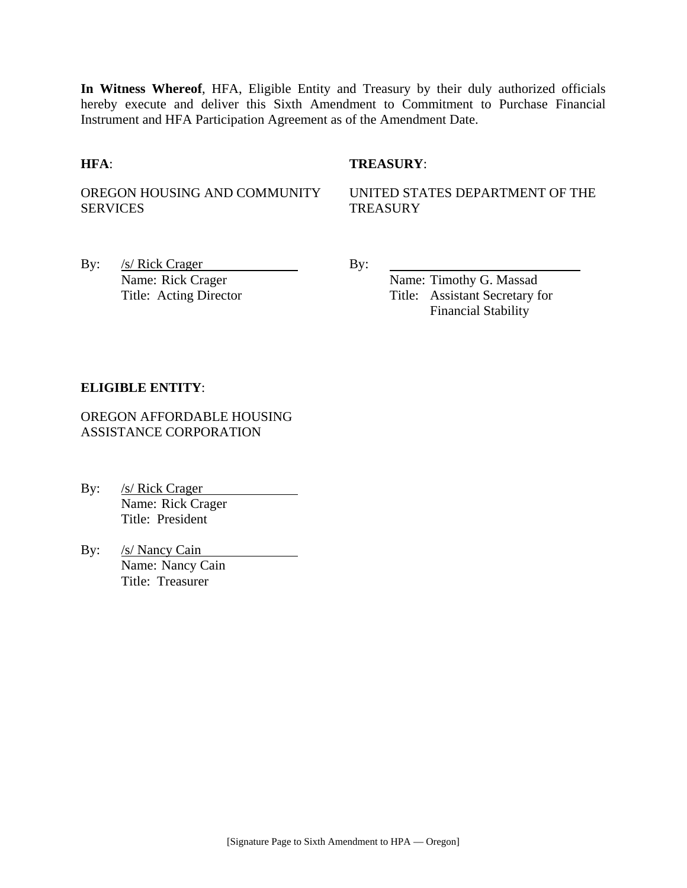**In Witness Whereof**, HFA, Eligible Entity and Treasury by their duly authorized officials hereby execute and deliver this Sixth Amendment to Commitment to Purchase Financial Instrument and HFA Participation Agreement as of the Amendment Date.

**HFA**:

OREGON HOUSING AND COMMUNITY SERVICES

By: /s/ Rick Crager
Name: Rick Crager
Title: Acting Director

**TREASURY**:

UNITED STATES DEPARTMENT OF THE TREASURY

By: ______________________________
Name: Timothy G. Massad
Title: Assistant Secretary for Financial Stability

**ELIGIBLE ENTITY**:

OREGON AFFORDABLE HOUSING ASSISTANCE CORPORATION

By: /s/ Rick Crager
Name: Rick Crager
Title: President

By: /s/ Nancy Cain
Name: Nancy Cain
Title: Treasurer

[Signature Page to Sixth Amendment to HPA — Oregon]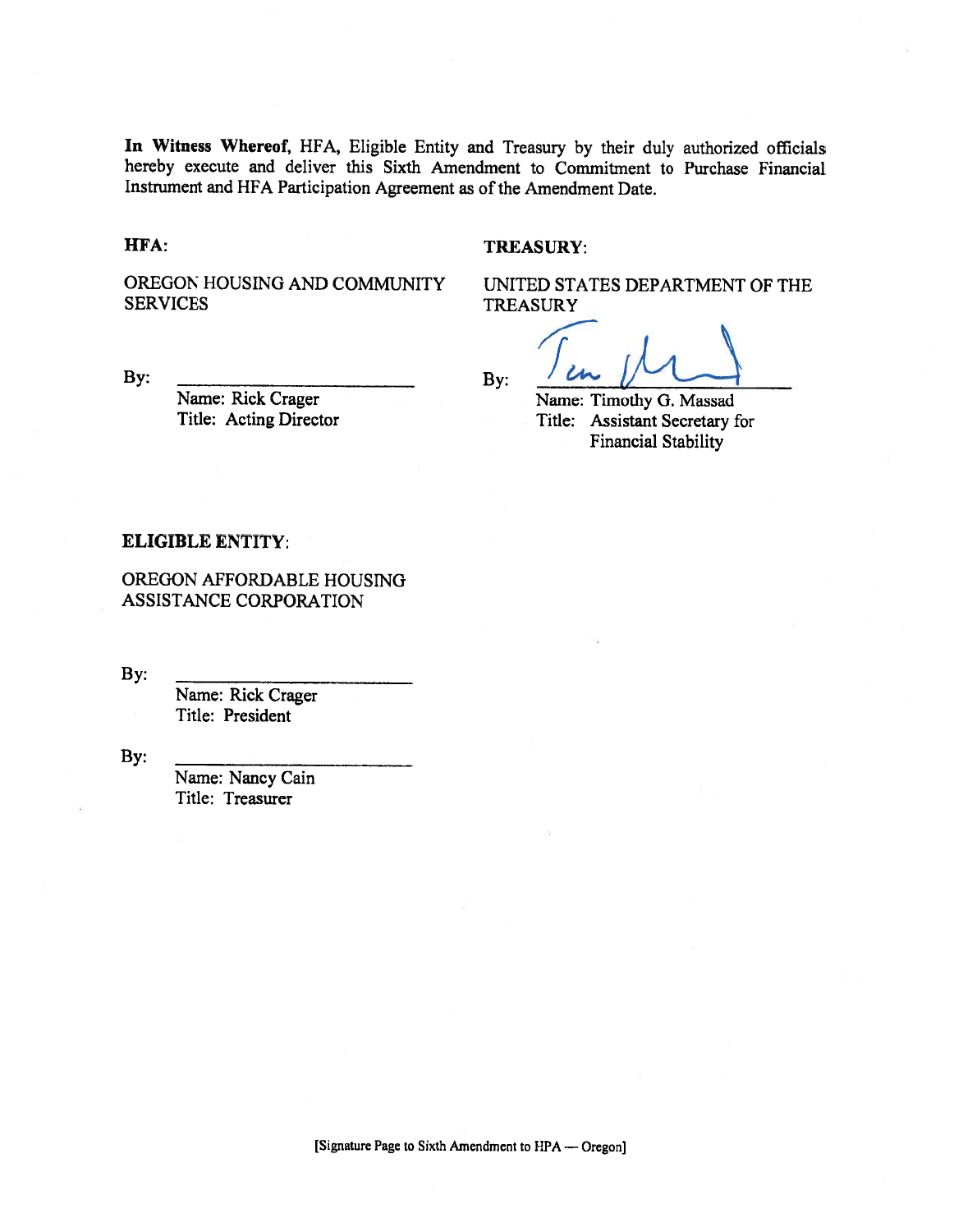**In Witness Whereof,** HFA, Eligible Entity and Treasury by their duly authorized officials hereby execute and deliver this Sixth Amendment to Commitment to Purchase Financial Instrument and HFA Participation Agreement as of the Amendment Date.

**HFA:**

OREGON HOUSING AND COMMUNITY SERVICES

By: \_\_\_\_\_\_\_\_\_\_\_\_\_\_\_\_\_\_\_\_\_\_\_\_
Name: Rick Crager
Title: Acting Director

**TREASURY:**

UNITED STATES DEPARTMENT OF THE TREASURY

By: \_\_\_\_\_\_\_\_\_\_\_\_\_\_\_\_\_\_\_\_\_\_\_\_
Name: Timothy G. Massad
Title: Assistant Secretary for Financial Stability

**ELIGIBLE ENTITY:**

OREGON AFFORDABLE HOUSING ASSISTANCE CORPORATION

By: \_\_\_\_\_\_\_\_\_\_\_\_\_\_\_\_\_\_\_\_\_\_\_\_
Name: Rick Crager
Title: President

By: \_\_\_\_\_\_\_\_\_\_\_\_\_\_\_\_\_\_\_\_\_\_\_\_
Name: Nancy Cain
Title: Treasurer

[Signature Page to Sixth Amendment to HPA — Oregon]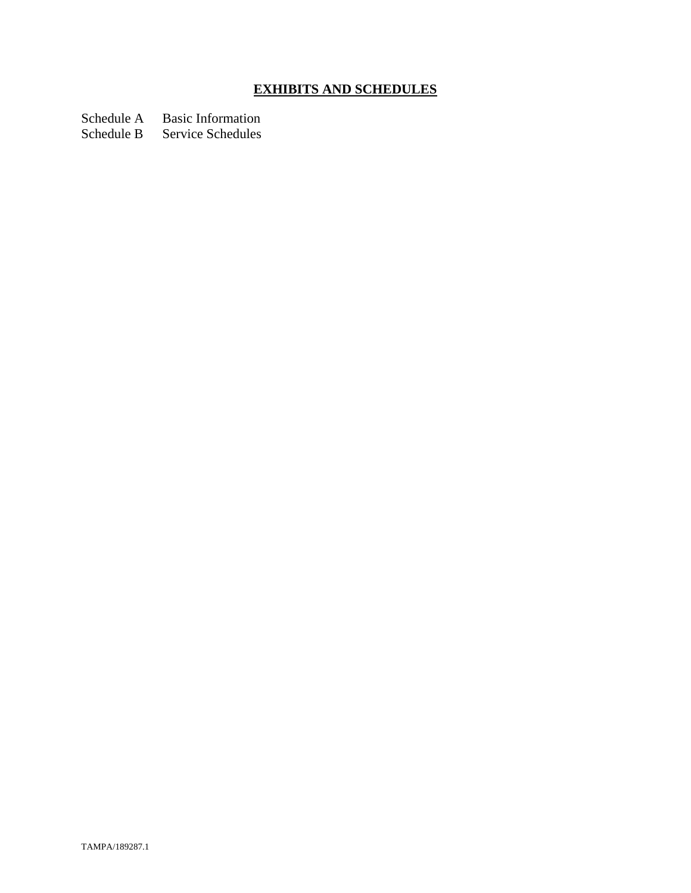## EXHIBITS AND SCHEDULES

Schedule A Basic Information
Schedule B Service Schedules

TAMPA/189287.1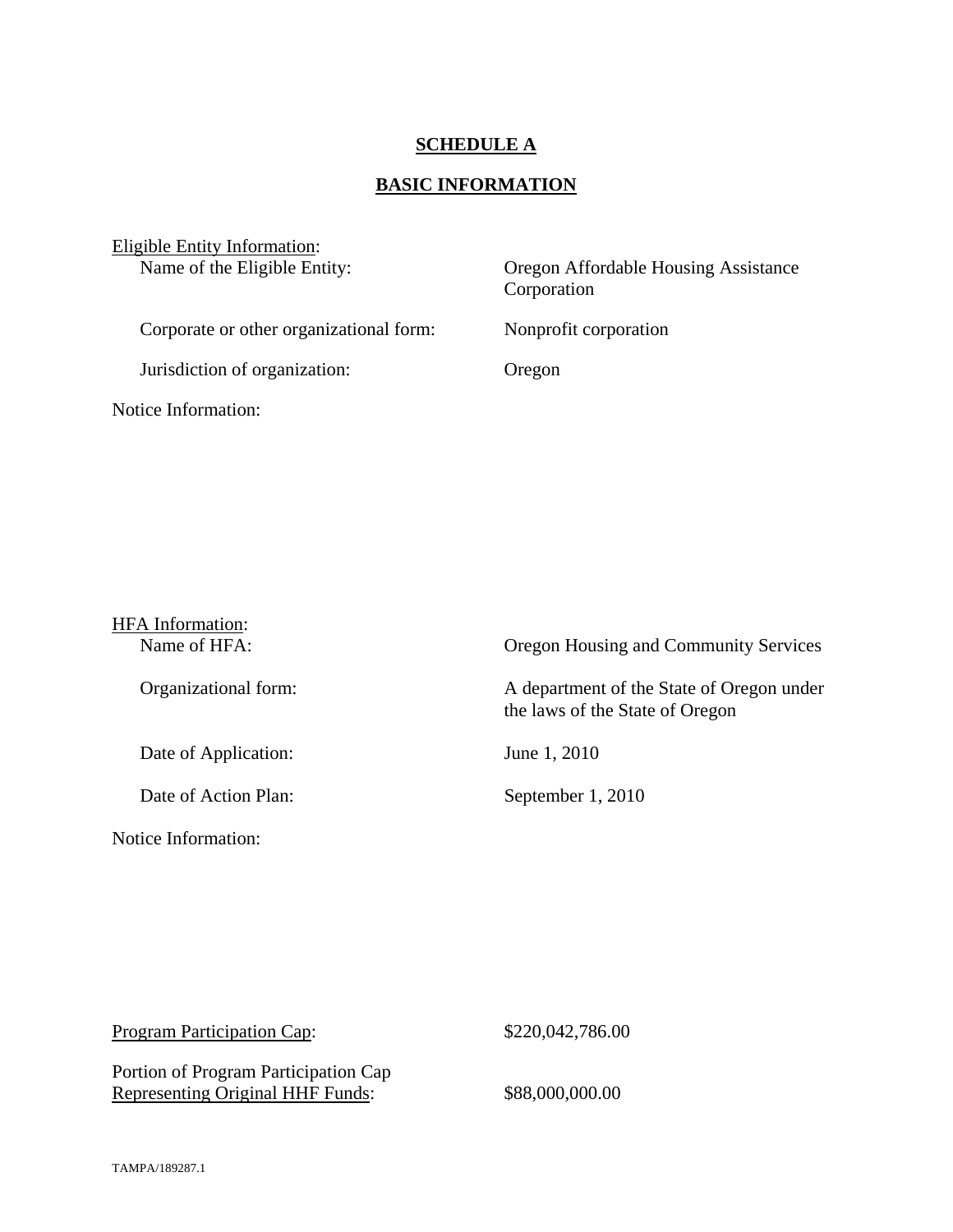# SCHEDULE A

## BASIC INFORMATION

Eligible Entity Information:

| | |
|---|---|
| Name of the Eligible Entity: | Oregon Affordable Housing Assistance Corporation |
| Corporate or other organizational form: | Nonprofit corporation |
| Jurisdiction of organization: | Oregon |

Notice Information:

HFA Information:

| | |
|---|---|
| Name of HFA: | Oregon Housing and Community Services |
| Organizational form: | A department of the State of Oregon under the laws of the State of Oregon |
| Date of Application: | June 1, 2010 |
| Date of Action Plan: | September 1, 2010 |

Notice Information:

| | |
|---|---|
| Program Participation Cap: | $220,042,786.00 |
| Portion of Program Participation Cap Representing Original HHF Funds: | $88,000,000.00 |

TAMPA/189287.1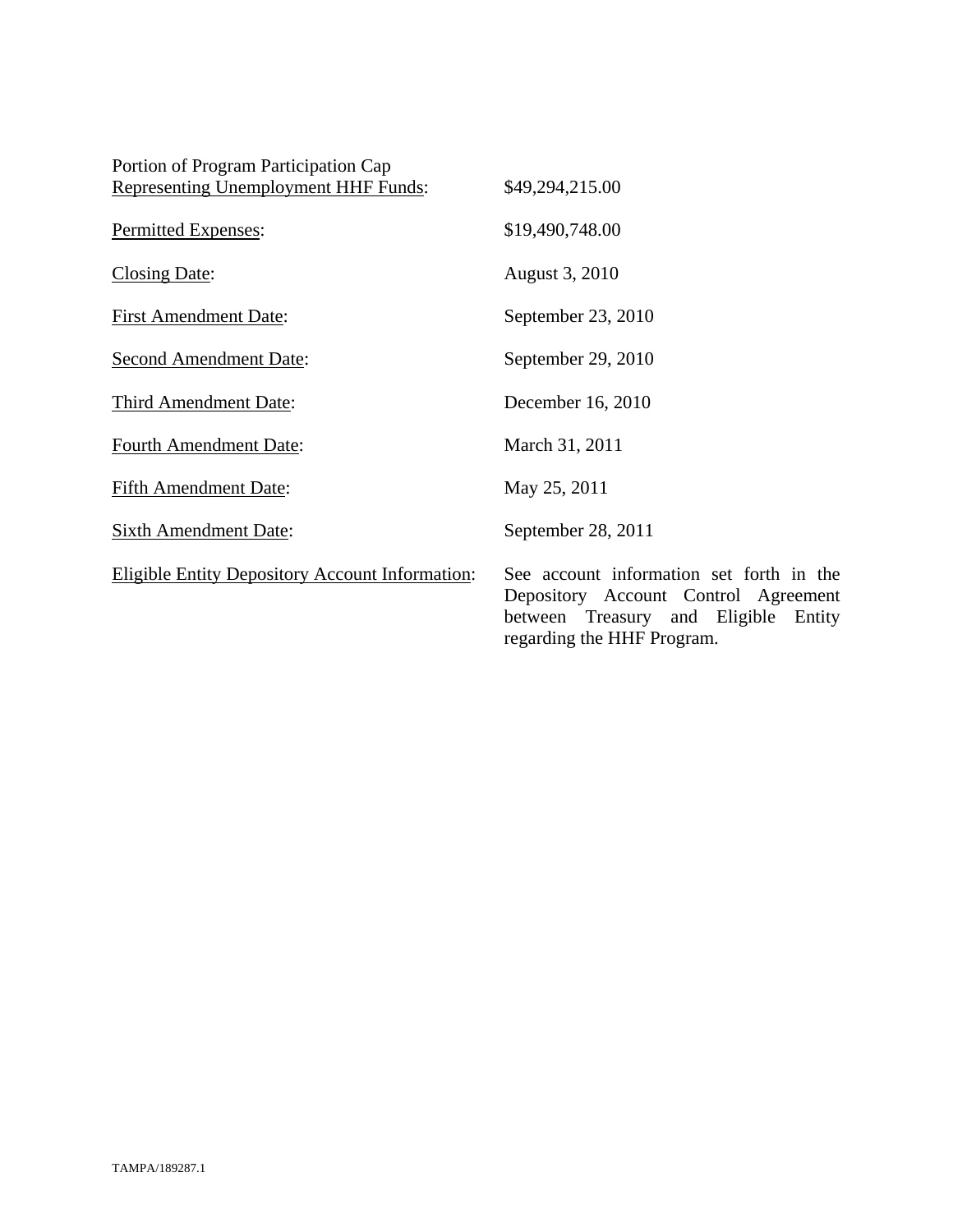| | |
|---|---|
| Portion of Program Participation Cap Representing Unemployment HHF Funds: | $49,294,215.00 |
| Permitted Expenses: | $19,490,748.00 |
| Closing Date: | August 3, 2010 |
| First Amendment Date: | September 23, 2010 |
| Second Amendment Date: | September 29, 2010 |
| Third Amendment Date: | December 16, 2010 |
| Fourth Amendment Date: | March 31, 2011 |
| Fifth Amendment Date: | May 25, 2011 |
| Sixth Amendment Date: | September 28, 2011 |
| Eligible Entity Depository Account Information: | See account information set forth in the Depository Account Control Agreement between Treasury and Eligible Entity regarding the HHF Program. |

TAMPA/189287.1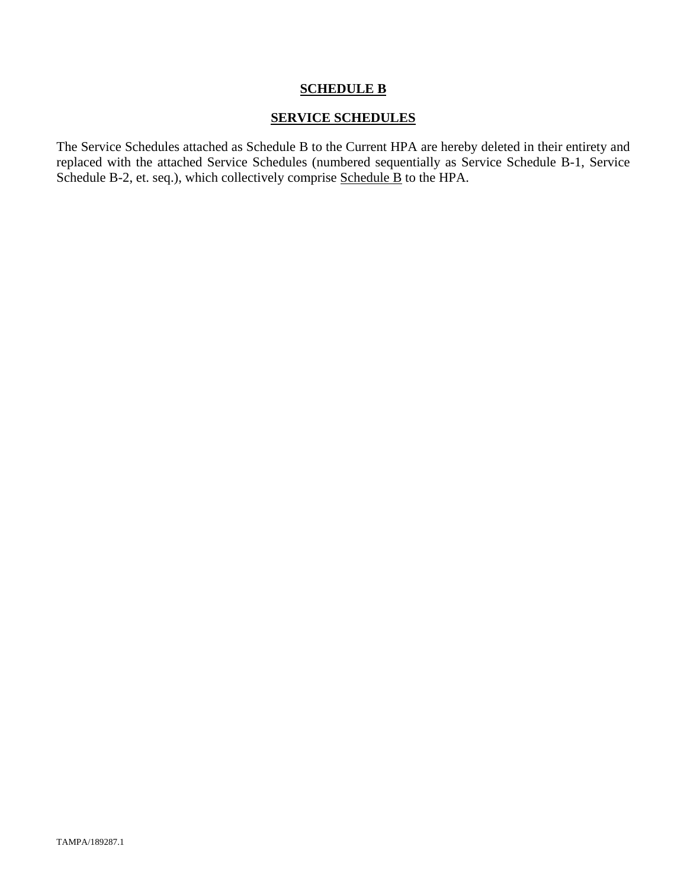# SCHEDULE B

## SERVICE SCHEDULES

The Service Schedules attached as Schedule B to the Current HPA are hereby deleted in their entirety and replaced with the attached Service Schedules (numbered sequentially as Service Schedule B-1, Service Schedule B-2, et. seq.), which collectively comprise Schedule B to the HPA.

TAMPA/189287.1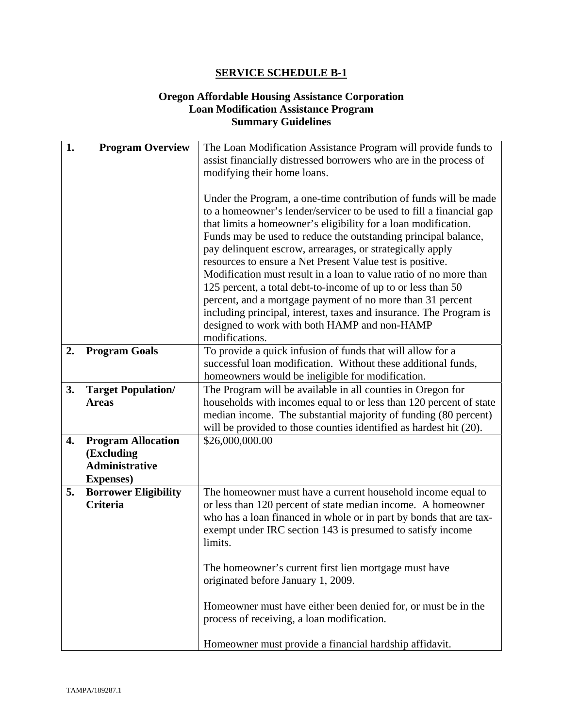## SERVICE SCHEDULE B-1

### Oregon Affordable Housing Assistance Corporation
### Loan Modification Assistance Program
### Summary Guidelines

| | |
|---|---|
| **1. Program Overview** | The Loan Modification Assistance Program will provide funds to assist financially distressed borrowers who are in the process of modifying their home loans.<br><br>Under the Program, a one-time contribution of funds will be made to a homeowner's lender/servicer to be used to fill a financial gap that limits a homeowner's eligibility for a loan modification. Funds may be used to reduce the outstanding principal balance, pay delinquent escrow, arrearages, or strategically apply resources to ensure a Net Present Value test is positive. Modification must result in a loan to value ratio of no more than 125 percent, a total debt-to-income of up to or less than 50 percent, and a mortgage payment of no more than 31 percent including principal, interest, taxes and insurance. The Program is designed to work with both HAMP and non-HAMP modifications. |
| **2. Program Goals** | To provide a quick infusion of funds that will allow for a successful loan modification. Without these additional funds, homeowners would be ineligible for modification. |
| **3. Target Population/ Areas** | The Program will be available in all counties in Oregon for households with incomes equal to or less than 120 percent of state median income. The substantial majority of funding (80 percent) will be provided to those counties identified as hardest hit (20). |
| **4. Program Allocation (Excluding Administrative Expenses)** | $26,000,000.00 |
| **5. Borrower Eligibility Criteria** | The homeowner must have a current household income equal to or less than 120 percent of state median income. A homeowner who has a loan financed in whole or in part by bonds that are tax-exempt under IRC section 143 is presumed to satisfy income limits.<br><br>The homeowner's current first lien mortgage must have originated before January 1, 2009.<br><br>Homeowner must have either been denied for, or must be in the process of receiving, a loan modification.<br><br>Homeowner must provide a financial hardship affidavit. |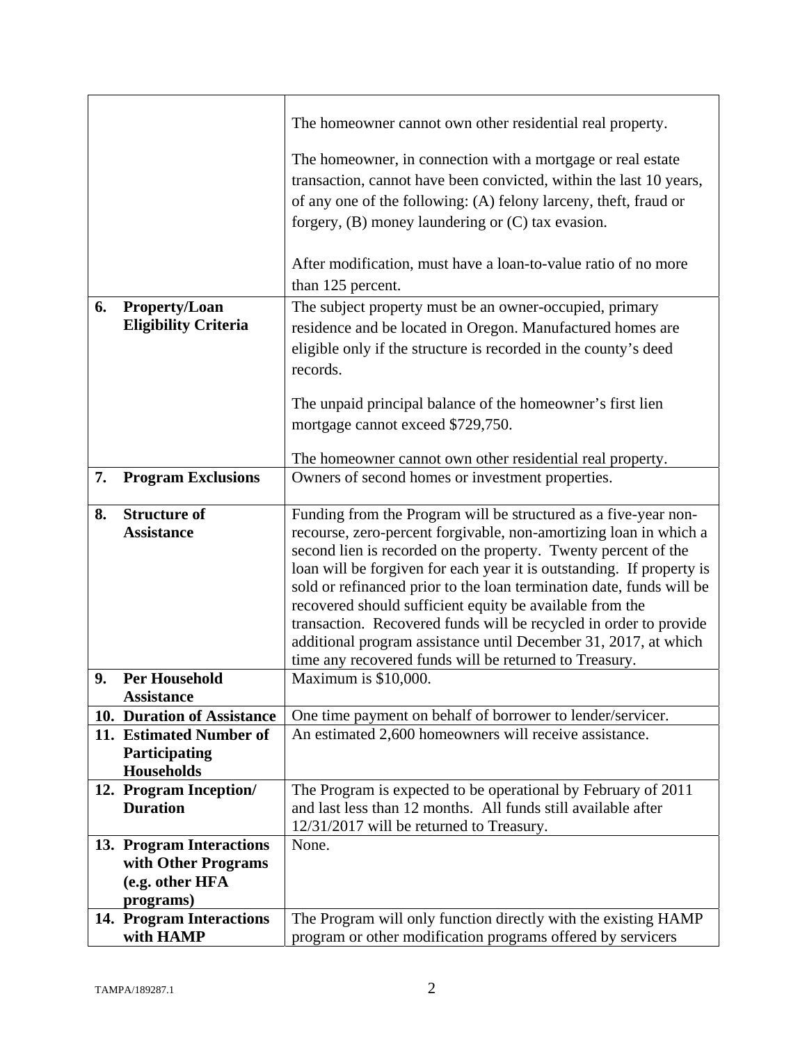| | |
|---|---|
| | The homeowner cannot own other residential real property.<br><br>The homeowner, in connection with a mortgage or real estate transaction, cannot have been convicted, within the last 10 years, of any one of the following: (A) felony larceny, theft, fraud or forgery, (B) money laundering or (C) tax evasion.<br><br>After modification, must have a loan-to-value ratio of no more than 125 percent. |
| **6. Property/Loan Eligibility Criteria** | The subject property must be an owner-occupied, primary residence and be located in Oregon. Manufactured homes are eligible only if the structure is recorded in the county's deed records.<br><br>The unpaid principal balance of the homeowner's first lien mortgage cannot exceed $729,750.<br><br>The homeowner cannot own other residential real property. |
| **7. Program Exclusions** | Owners of second homes or investment properties. |
| **8. Structure of Assistance** | Funding from the Program will be structured as a five-year non-recourse, zero-percent forgivable, non-amortizing loan in which a second lien is recorded on the property. Twenty percent of the loan will be forgiven for each year it is outstanding. If property is sold or refinanced prior to the loan termination date, funds will be recovered should sufficient equity be available from the transaction. Recovered funds will be recycled in order to provide additional program assistance until December 31, 2017, at which time any recovered funds will be returned to Treasury. |
| **9. Per Household Assistance** | Maximum is $10,000. |
| **10. Duration of Assistance** | One time payment on behalf of borrower to lender/servicer. |
| **11. Estimated Number of Participating Households** | An estimated 2,600 homeowners will receive assistance. |
| **12. Program Inception/ Duration** | The Program is expected to be operational by February of 2011 and last less than 12 months. All funds still available after 12/31/2017 will be returned to Treasury. |
| **13. Program Interactions with Other Programs (e.g. other HFA programs)** | None. |
| **14. Program Interactions with HAMP** | The Program will only function directly with the existing HAMP program or other modification programs offered by servicers |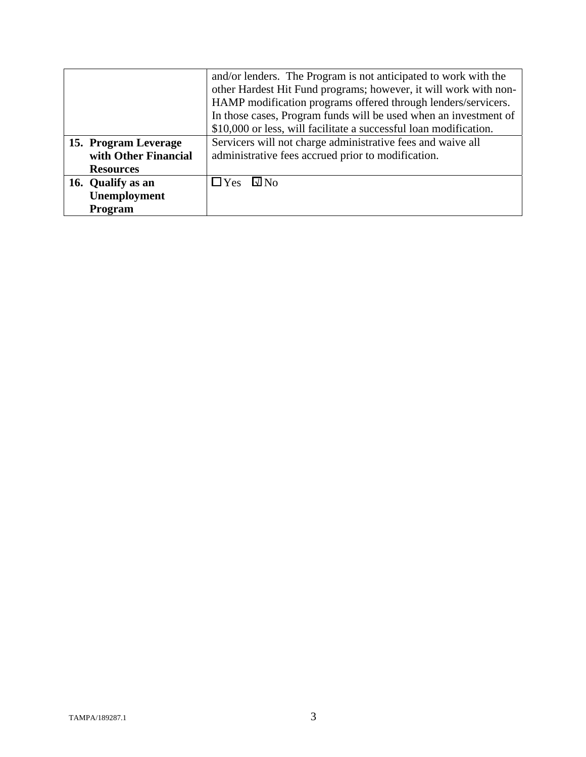| | |
|---|---|
| | and/or lenders. The Program is not anticipated to work with the other Hardest Hit Fund programs; however, it will work with non-HAMP modification programs offered through lenders/servicers. In those cases, Program funds will be used when an investment of $10,000 or less, will facilitate a successful loan modification. |
| **15. Program Leverage with Other Financial Resources** | Servicers will not charge administrative fees and waive all administrative fees accrued prior to modification. |
| **16. Qualify as an Unemployment Program** | ☐ Yes ☑ No |

TAMPA/189287.1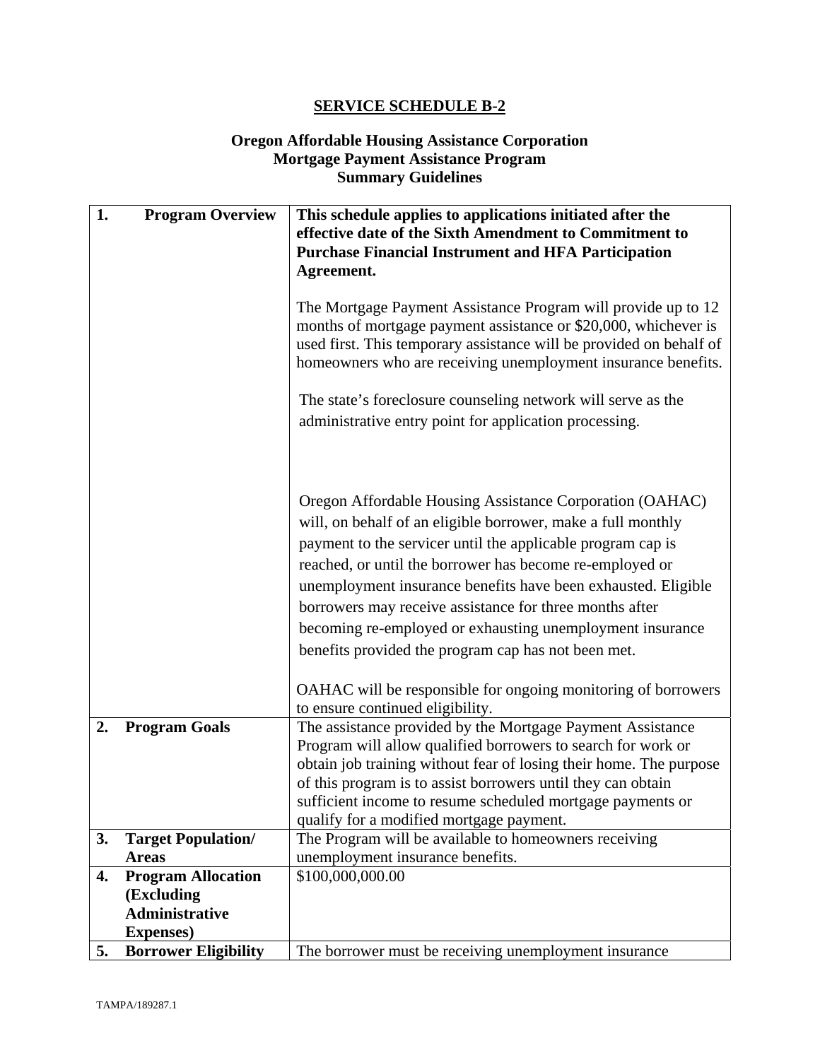## SERVICE SCHEDULE B-2

### Oregon Affordable Housing Assistance Corporation Mortgage Payment Assistance Program Summary Guidelines

| | |
|---|---|
| **1. Program Overview** | **This schedule applies to applications initiated after the effective date of the Sixth Amendment to Commitment to Purchase Financial Instrument and HFA Participation Agreement.**<br><br>The Mortgage Payment Assistance Program will provide up to 12 months of mortgage payment assistance or $20,000, whichever is used first. This temporary assistance will be provided on behalf of homeowners who are receiving unemployment insurance benefits.<br><br>The state's foreclosure counseling network will serve as the administrative entry point for application processing.<br><br>Oregon Affordable Housing Assistance Corporation (OAHAC) will, on behalf of an eligible borrower, make a full monthly payment to the servicer until the applicable program cap is reached, or until the borrower has become re-employed or unemployment insurance benefits have been exhausted. Eligible borrowers may receive assistance for three months after becoming re-employed or exhausting unemployment insurance benefits provided the program cap has not been met.<br><br>OAHAC will be responsible for ongoing monitoring of borrowers to ensure continued eligibility. |
| **2. Program Goals** | The assistance provided by the Mortgage Payment Assistance Program will allow qualified borrowers to search for work or obtain job training without fear of losing their home. The purpose of this program is to assist borrowers until they can obtain sufficient income to resume scheduled mortgage payments or qualify for a modified mortgage payment. |
| **3. Target Population/ Areas** | The Program will be available to homeowners receiving unemployment insurance benefits. |
| **4. Program Allocation (Excluding Administrative Expenses)** | $100,000,000.00 |
| **5. Borrower Eligibility** | The borrower must be receiving unemployment insurance |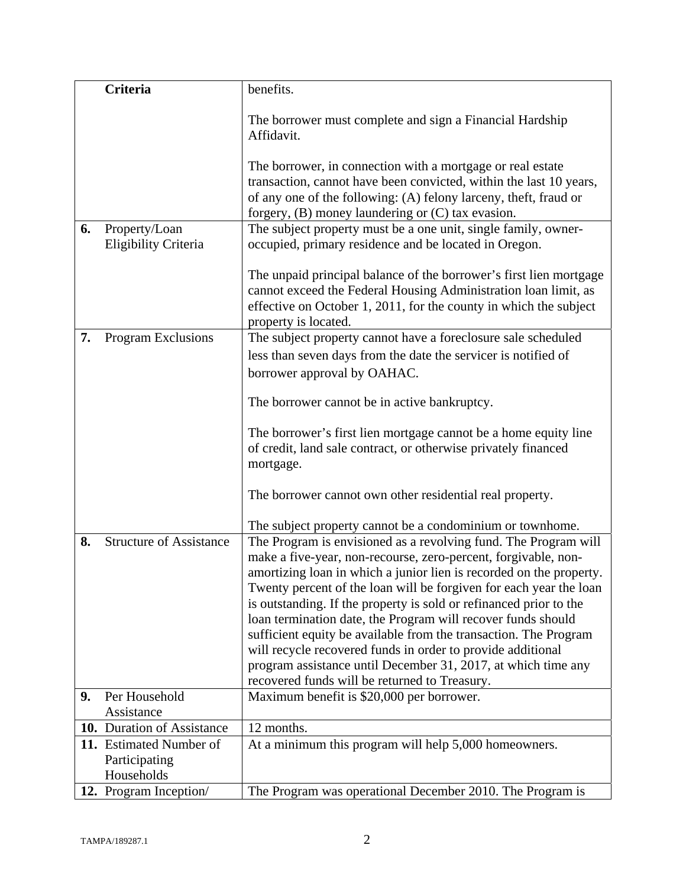| | | |
|---|---|---|
| | **Criteria** | benefits.<br><br>The borrower must complete and sign a Financial Hardship Affidavit.<br><br>The borrower, in connection with a mortgage or real estate transaction, cannot have been convicted, within the last 10 years, of any one of the following: (A) felony larceny, theft, fraud or forgery, (B) money laundering or (C) tax evasion. |
| **6.** | Property/Loan Eligibility Criteria | The subject property must be a one unit, single family, owner-occupied, primary residence and be located in Oregon.<br><br>The unpaid principal balance of the borrower's first lien mortgage cannot exceed the Federal Housing Administration loan limit, as effective on October 1, 2011, for the county in which the subject property is located. |
| **7.** | Program Exclusions | The subject property cannot have a foreclosure sale scheduled less than seven days from the date the servicer is notified of borrower approval by OAHAC.<br><br>The borrower cannot be in active bankruptcy.<br><br>The borrower's first lien mortgage cannot be a home equity line of credit, land sale contract, or otherwise privately financed mortgage.<br><br>The borrower cannot own other residential real property.<br><br>The subject property cannot be a condominium or townhome. |
| **8.** | Structure of Assistance | The Program is envisioned as a revolving fund. The Program will make a five-year, non-recourse, zero-percent, forgivable, non-amortizing loan in which a junior lien is recorded on the property. Twenty percent of the loan will be forgiven for each year the loan is outstanding. If the property is sold or refinanced prior to the loan termination date, the Program will recover funds should sufficient equity be available from the transaction. The Program will recycle recovered funds in order to provide additional program assistance until December 31, 2017, at which time any recovered funds will be returned to Treasury. |
| **9.** | Per Household Assistance | Maximum benefit is $20,000 per borrower. |
| **10.** | Duration of Assistance | 12 months. |
| **11.** | Estimated Number of Participating Households | At a minimum this program will help 5,000 homeowners. |
| **12.** | Program Inception/ | The Program was operational December 2010. The Program is |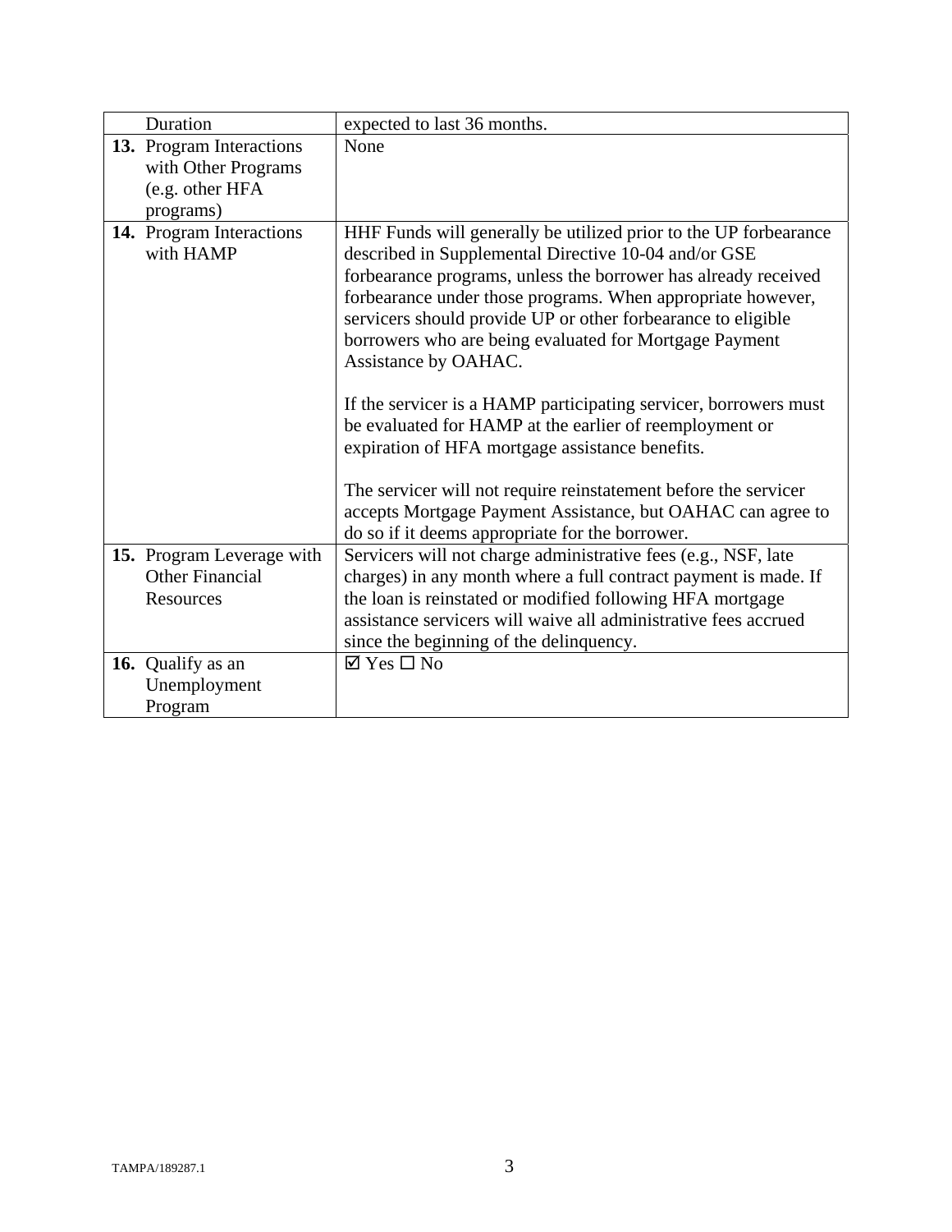| | |
|---|---|
| Duration | expected to last 36 months. |
| **13.** Program Interactions with Other Programs (e.g. other HFA programs) | None |
| **14.** Program Interactions with HAMP | HHF Funds will generally be utilized prior to the UP forbearance described in Supplemental Directive 10-04 and/or GSE forbearance programs, unless the borrower has already received forbearance under those programs. When appropriate however, servicers should provide UP or other forbearance to eligible borrowers who are being evaluated for Mortgage Payment Assistance by OAHAC.<br><br>If the servicer is a HAMP participating servicer, borrowers must be evaluated for HAMP at the earlier of reemployment or expiration of HFA mortgage assistance benefits.<br><br>The servicer will not require reinstatement before the servicer accepts Mortgage Payment Assistance, but OAHAC can agree to do so if it deems appropriate for the borrower. |
| **15.** Program Leverage with Other Financial Resources | Servicers will not charge administrative fees (e.g., NSF, late charges) in any month where a full contract payment is made. If the loan is reinstated or modified following HFA mortgage assistance servicers will waive all administrative fees accrued since the beginning of the delinquency. |
| **16.** Qualify as an Unemployment Program | ☑ Yes ☐ No |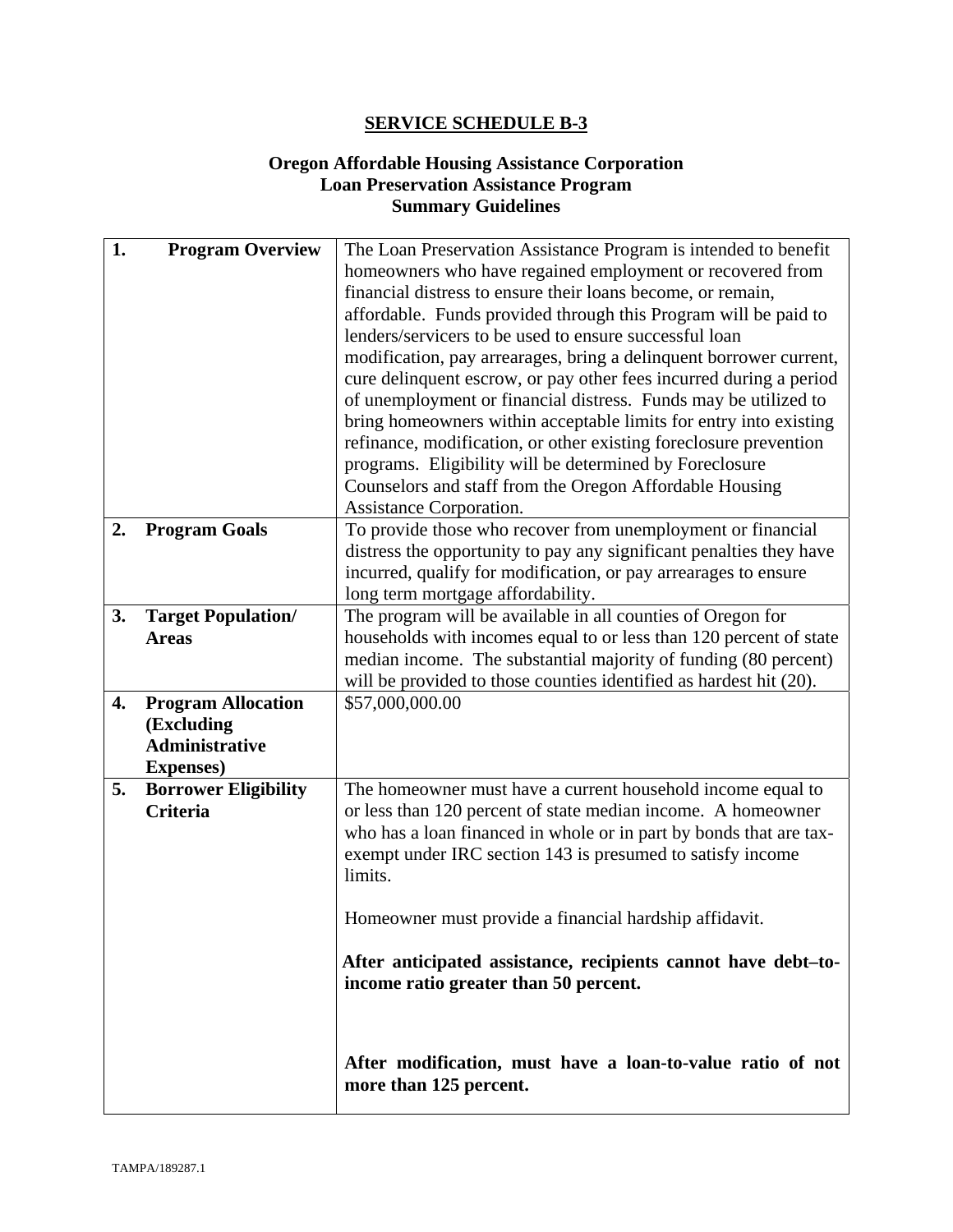## SERVICE SCHEDULE B-3

### Oregon Affordable Housing Assistance Corporation
### Loan Preservation Assistance Program
### Summary Guidelines

| | |
|---|---|
| **1. Program Overview** | The Loan Preservation Assistance Program is intended to benefit homeowners who have regained employment or recovered from financial distress to ensure their loans become, or remain, affordable. Funds provided through this Program will be paid to lenders/servicers to be used to ensure successful loan modification, pay arrearages, bring a delinquent borrower current, cure delinquent escrow, or pay other fees incurred during a period of unemployment or financial distress. Funds may be utilized to bring homeowners within acceptable limits for entry into existing refinance, modification, or other existing foreclosure prevention programs. Eligibility will be determined by Foreclosure Counselors and staff from the Oregon Affordable Housing Assistance Corporation. |
| **2. Program Goals** | To provide those who recover from unemployment or financial distress the opportunity to pay any significant penalties they have incurred, qualify for modification, or pay arrearages to ensure long term mortgage affordability. |
| **3. Target Population/ Areas** | The program will be available in all counties of Oregon for households with incomes equal to or less than 120 percent of state median income. The substantial majority of funding (80 percent) will be provided to those counties identified as hardest hit (20). |
| **4. Program Allocation (Excluding Administrative Expenses)** | $57,000,000.00 |
| **5. Borrower Eligibility Criteria** | The homeowner must have a current household income equal to or less than 120 percent of state median income. A homeowner who has a loan financed in whole or in part by bonds that are tax-exempt under IRC section 143 is presumed to satisfy income limits.<br><br>Homeowner must provide a financial hardship affidavit.<br><br>**After anticipated assistance, recipients cannot have debt–to-income ratio greater than 50 percent.**<br><br>**After modification, must have a loan-to-value ratio of not more than 125 percent.** |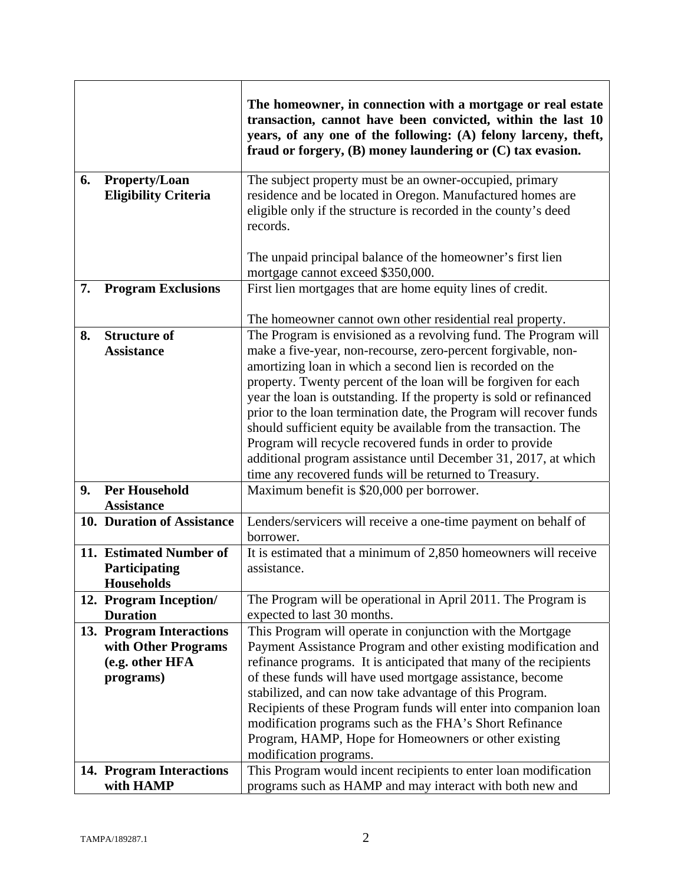| | |
|---|---|
| | **The homeowner, in connection with a mortgage or real estate transaction, cannot have been convicted, within the last 10 years, of any one of the following: (A) felony larceny, theft, fraud or forgery, (B) money laundering or (C) tax evasion.** |
| **6. Property/Loan Eligibility Criteria** | The subject property must be an owner-occupied, primary residence and be located in Oregon. Manufactured homes are eligible only if the structure is recorded in the county's deed records.<br><br>The unpaid principal balance of the homeowner's first lien mortgage cannot exceed $350,000. |
| **7. Program Exclusions** | First lien mortgages that are home equity lines of credit.<br><br>The homeowner cannot own other residential real property. |
| **8. Structure of Assistance** | The Program is envisioned as a revolving fund. The Program will make a five-year, non-recourse, zero-percent forgivable, non-amortizing loan in which a second lien is recorded on the property. Twenty percent of the loan will be forgiven for each year the loan is outstanding. If the property is sold or refinanced prior to the loan termination date, the Program will recover funds should sufficient equity be available from the transaction. The Program will recycle recovered funds in order to provide additional program assistance until December 31, 2017, at which time any recovered funds will be returned to Treasury. |
| **9. Per Household Assistance** | Maximum benefit is $20,000 per borrower. |
| **10. Duration of Assistance** | Lenders/servicers will receive a one-time payment on behalf of borrower. |
| **11. Estimated Number of Participating Households** | It is estimated that a minimum of 2,850 homeowners will receive assistance. |
| **12. Program Inception/ Duration** | The Program will be operational in April 2011. The Program is expected to last 30 months. |
| **13. Program Interactions with Other Programs (e.g. other HFA programs)** | This Program will operate in conjunction with the Mortgage Payment Assistance Program and other existing modification and refinance programs. It is anticipated that many of the recipients of these funds will have used mortgage assistance, become stabilized, and can now take advantage of this Program. Recipients of these Program funds will enter into companion loan modification programs such as the FHA's Short Refinance Program, HAMP, Hope for Homeowners or other existing modification programs. |
| **14. Program Interactions with HAMP** | This Program would incent recipients to enter loan modification programs such as HAMP and may interact with both new and |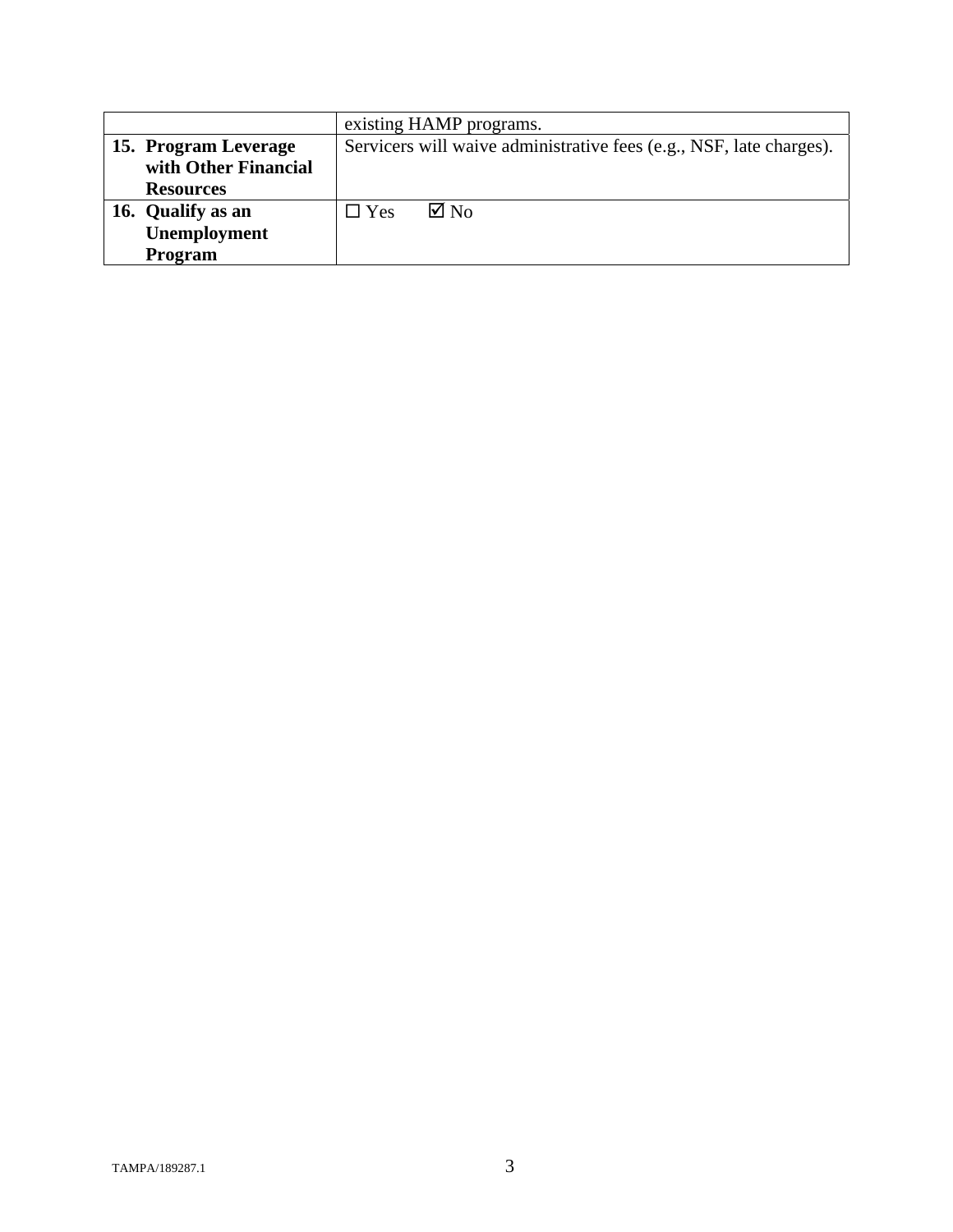| | |
|---|---|
| | existing HAMP programs. |
| **15. Program Leverage with Other Financial Resources** | Servicers will waive administrative fees (e.g., NSF, late charges). |
| **16. Qualify as an Unemployment Program** | ☐ Yes ☑ No |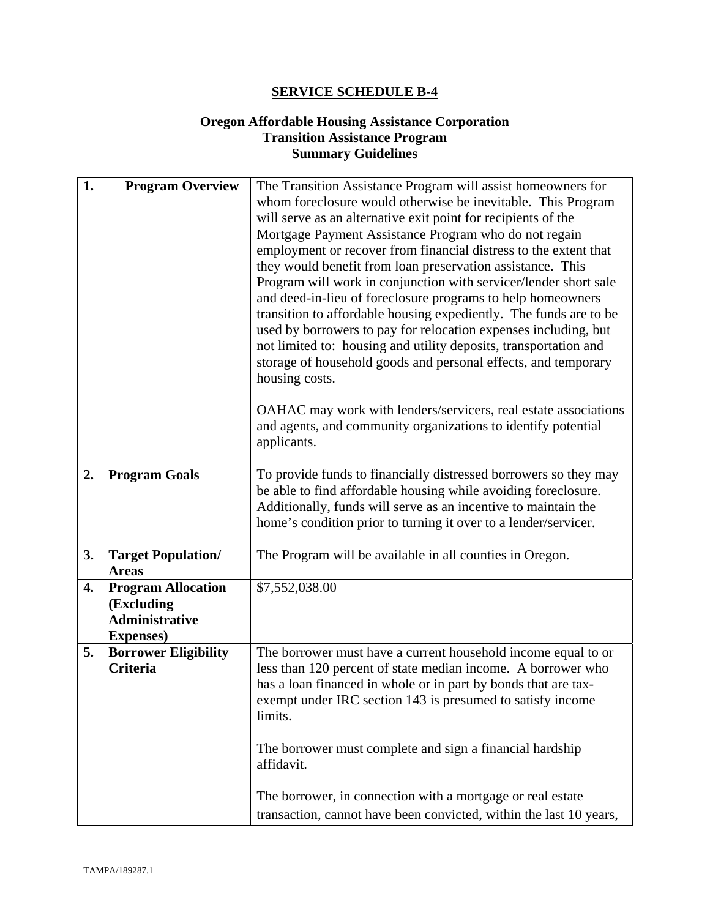## SERVICE SCHEDULE B-4

### Oregon Affordable Housing Assistance Corporation
### Transition Assistance Program
### Summary Guidelines

| | |
|---|---|
| **1. Program Overview** | The Transition Assistance Program will assist homeowners for whom foreclosure would otherwise be inevitable. This Program will serve as an alternative exit point for recipients of the Mortgage Payment Assistance Program who do not regain employment or recover from financial distress to the extent that they would benefit from loan preservation assistance. This Program will work in conjunction with servicer/lender short sale and deed-in-lieu of foreclosure programs to help homeowners transition to affordable housing expediently. The funds are to be used by borrowers to pay for relocation expenses including, but not limited to: housing and utility deposits, transportation and storage of household goods and personal effects, and temporary housing costs.<br><br>OAHAC may work with lenders/servicers, real estate associations and agents, and community organizations to identify potential applicants. |
| **2. Program Goals** | To provide funds to financially distressed borrowers so they may be able to find affordable housing while avoiding foreclosure. Additionally, funds will serve as an incentive to maintain the home's condition prior to turning it over to a lender/servicer. |
| **3. Target Population/ Areas** | The Program will be available in all counties in Oregon. |
| **4. Program Allocation (Excluding Administrative Expenses)** | $7,552,038.00 |
| **5. Borrower Eligibility Criteria** | The borrower must have a current household income equal to or less than 120 percent of state median income. A borrower who has a loan financed in whole or in part by bonds that are tax-exempt under IRC section 143 is presumed to satisfy income limits.<br><br>The borrower must complete and sign a financial hardship affidavit.<br><br>The borrower, in connection with a mortgage or real estate transaction, cannot have been convicted, within the last 10 years, |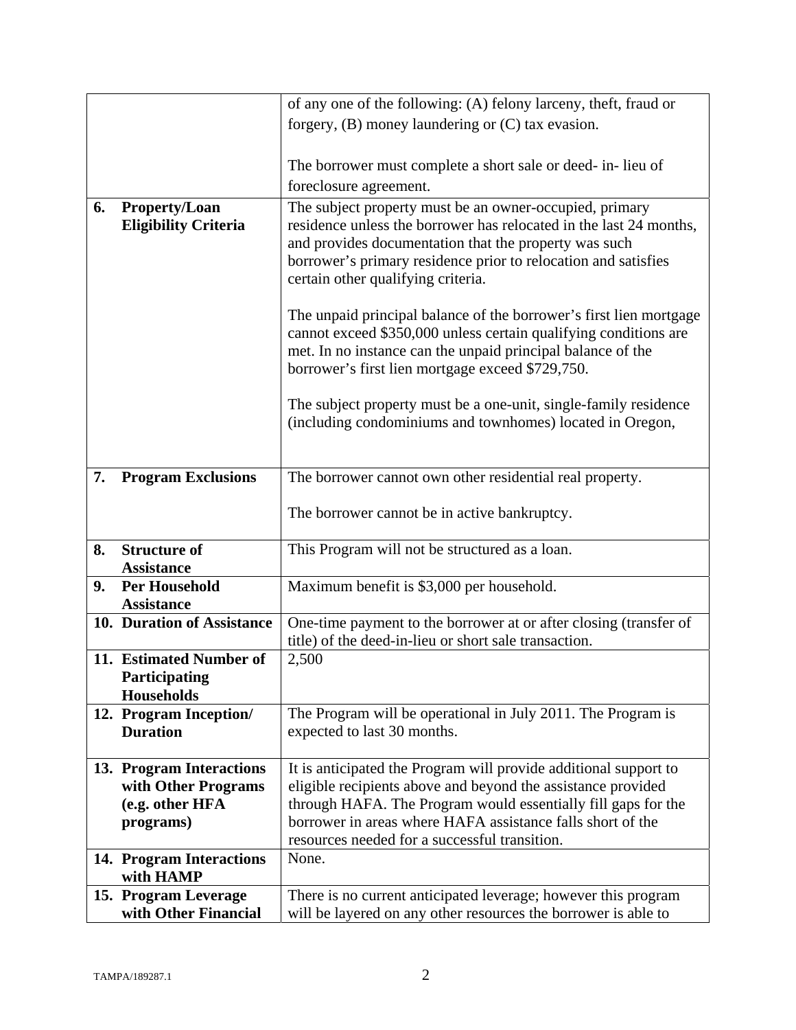| | |
|---|---|
| | of any one of the following: (A) felony larceny, theft, fraud or forgery, (B) money laundering or (C) tax evasion.<br><br>The borrower must complete a short sale or deed- in- lieu of foreclosure agreement. |
| **6. Property/Loan Eligibility Criteria** | The subject property must be an owner-occupied, primary residence unless the borrower has relocated in the last 24 months, and provides documentation that the property was such borrower's primary residence prior to relocation and satisfies certain other qualifying criteria.<br><br>The unpaid principal balance of the borrower's first lien mortgage cannot exceed $350,000 unless certain qualifying conditions are met. In no instance can the unpaid principal balance of the borrower's first lien mortgage exceed $729,750.<br><br>The subject property must be a one-unit, single-family residence (including condominiums and townhomes) located in Oregon, |
| **7. Program Exclusions** | The borrower cannot own other residential real property.<br><br>The borrower cannot be in active bankruptcy. |
| **8. Structure of Assistance** | This Program will not be structured as a loan. |
| **9. Per Household Assistance** | Maximum benefit is $3,000 per household. |
| **10. Duration of Assistance** | One-time payment to the borrower at or after closing (transfer of title) of the deed-in-lieu or short sale transaction. |
| **11. Estimated Number of Participating Households** | 2,500 |
| **12. Program Inception/ Duration** | The Program will be operational in July 2011. The Program is expected to last 30 months. |
| **13. Program Interactions with Other Programs (e.g. other HFA programs)** | It is anticipated the Program will provide additional support to eligible recipients above and beyond the assistance provided through HAFA. The Program would essentially fill gaps for the borrower in areas where HAFA assistance falls short of the resources needed for a successful transition. |
| **14. Program Interactions with HAMP** | None. |
| **15. Program Leverage with Other Financial** | There is no current anticipated leverage; however this program will be layered on any other resources the borrower is able to |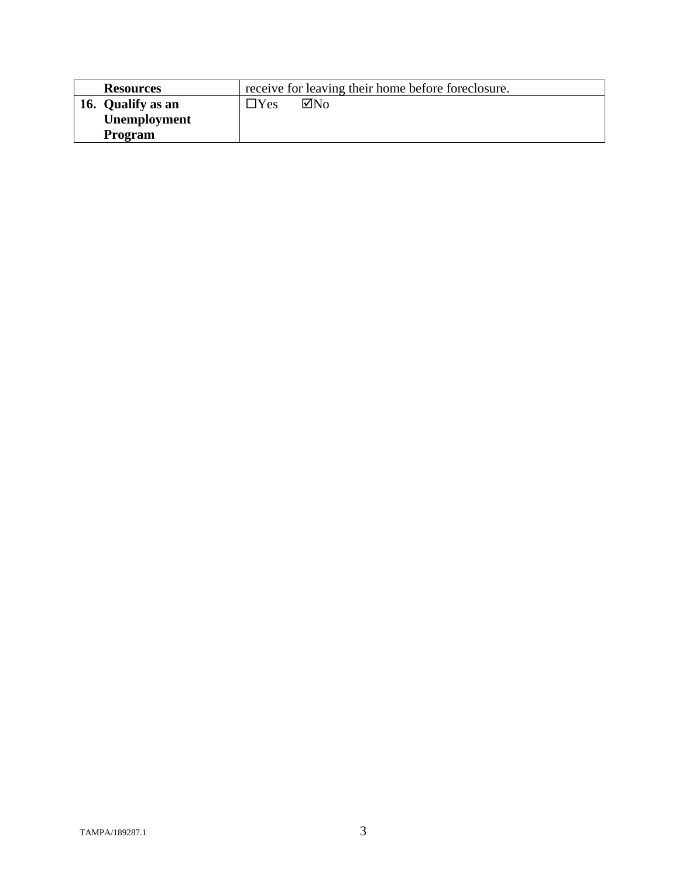| | |
|---|---|
| **Resources** | receive for leaving their home before foreclosure. |
| **16. Qualify as an Unemployment Program** | ☐Yes ☑No |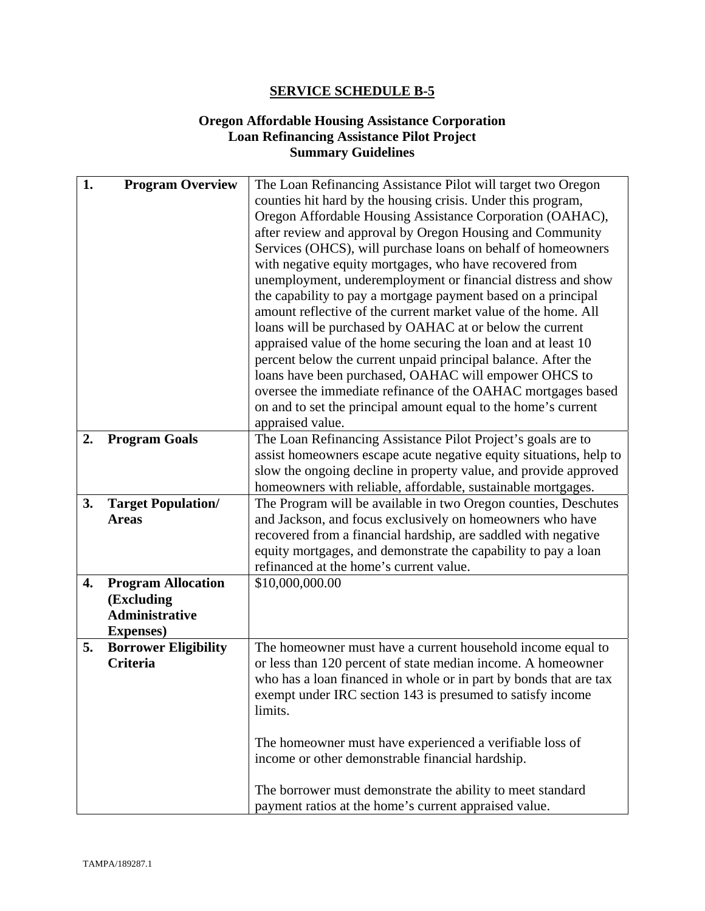# SERVICE SCHEDULE B-5

## Oregon Affordable Housing Assistance Corporation
## Loan Refinancing Assistance Pilot Project
## Summary Guidelines

| | |
|---|---|
| **1. Program Overview** | The Loan Refinancing Assistance Pilot will target two Oregon counties hit hard by the housing crisis. Under this program, Oregon Affordable Housing Assistance Corporation (OAHAC), after review and approval by Oregon Housing and Community Services (OHCS), will purchase loans on behalf of homeowners with negative equity mortgages, who have recovered from unemployment, underemployment or financial distress and show the capability to pay a mortgage payment based on a principal amount reflective of the current market value of the home. All loans will be purchased by OAHAC at or below the current appraised value of the home securing the loan and at least 10 percent below the current unpaid principal balance. After the loans have been purchased, OAHAC will empower OHCS to oversee the immediate refinance of the OAHAC mortgages based on and to set the principal amount equal to the home's current appraised value. |
| **2. Program Goals** | The Loan Refinancing Assistance Pilot Project's goals are to assist homeowners escape acute negative equity situations, help to slow the ongoing decline in property value, and provide approved homeowners with reliable, affordable, sustainable mortgages. |
| **3. Target Population/ Areas** | The Program will be available in two Oregon counties, Deschutes and Jackson, and focus exclusively on homeowners who have recovered from a financial hardship, are saddled with negative equity mortgages, and demonstrate the capability to pay a loan refinanced at the home's current value. |
| **4. Program Allocation (Excluding Administrative Expenses)** | $10,000,000.00 |
| **5. Borrower Eligibility Criteria** | The homeowner must have a current household income equal to or less than 120 percent of state median income. A homeowner who has a loan financed in whole or in part by bonds that are tax exempt under IRC section 143 is presumed to satisfy income limits.<br><br>The homeowner must have experienced a verifiable loss of income or other demonstrable financial hardship.<br><br>The borrower must demonstrate the ability to meet standard payment ratios at the home's current appraised value. |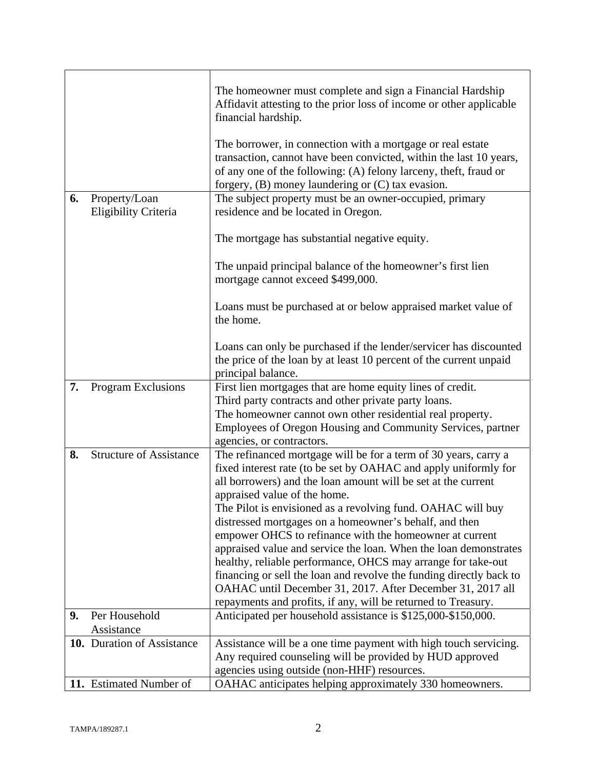| | |
|---|---|
| | The homeowner must complete and sign a Financial Hardship Affidavit attesting to the prior loss of income or other applicable financial hardship.<br><br>The borrower, in connection with a mortgage or real estate transaction, cannot have been convicted, within the last 10 years, of any one of the following: (A) felony larceny, theft, fraud or forgery, (B) money laundering or (C) tax evasion. |
| **6.** Property/Loan Eligibility Criteria | The subject property must be an owner-occupied, primary residence and be located in Oregon.<br><br>The mortgage has substantial negative equity.<br><br>The unpaid principal balance of the homeowner's first lien mortgage cannot exceed $499,000.<br><br>Loans must be purchased at or below appraised market value of the home.<br><br>Loans can only be purchased if the lender/servicer has discounted the price of the loan by at least 10 percent of the current unpaid principal balance. |
| **7.** Program Exclusions | First lien mortgages that are home equity lines of credit.<br>Third party contracts and other private party loans.<br>The homeowner cannot own other residential real property.<br>Employees of Oregon Housing and Community Services, partner agencies, or contractors. |
| **8.** Structure of Assistance | The refinanced mortgage will be for a term of 30 years, carry a fixed interest rate (to be set by OAHAC and apply uniformly for all borrowers) and the loan amount will be set at the current appraised value of the home.<br>The Pilot is envisioned as a revolving fund. OAHAC will buy distressed mortgages on a homeowner's behalf, and then empower OHCS to refinance with the homeowner at current appraised value and service the loan. When the loan demonstrates healthy, reliable performance, OHCS may arrange for take-out financing or sell the loan and revolve the funding directly back to OAHAC until December 31, 2017. After December 31, 2017 all repayments and profits, if any, will be returned to Treasury. |
| **9.** Per Household Assistance | Anticipated per household assistance is $125,000-$150,000. |
| **10.** Duration of Assistance | Assistance will be a one time payment with high touch servicing. Any required counseling will be provided by HUD approved agencies using outside (non-HHF) resources. |
| **11.** Estimated Number of | OAHAC anticipates helping approximately 330 homeowners. |

TAMPA/189287.1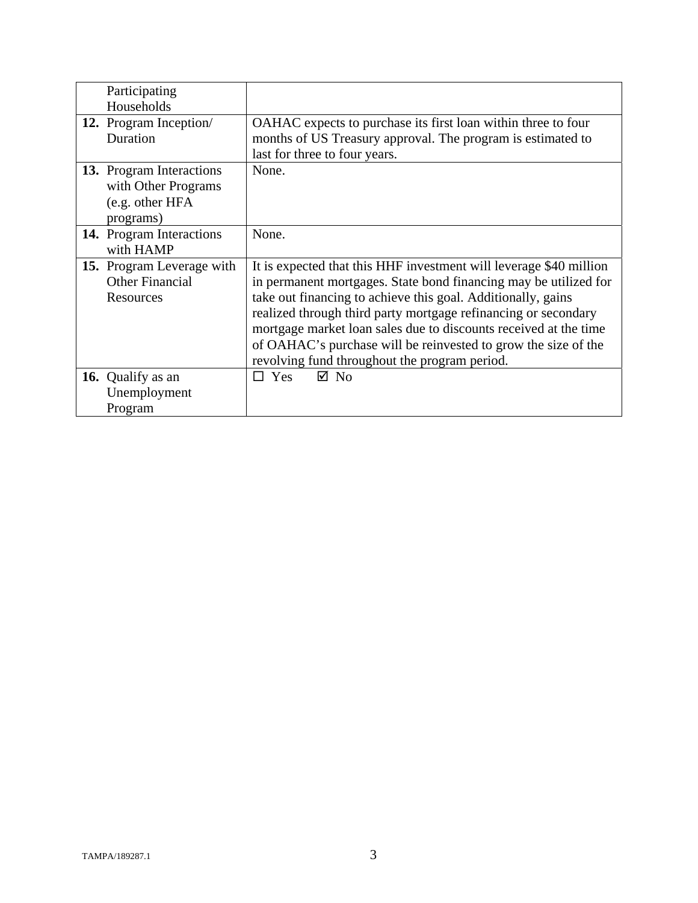| | |
|---|---|
| Participating Households | |
| **12.** Program Inception/ Duration | OAHAC expects to purchase its first loan within three to four months of US Treasury approval. The program is estimated to last for three to four years. |
| **13.** Program Interactions with Other Programs (e.g. other HFA programs) | None. |
| **14.** Program Interactions with HAMP | None. |
| **15.** Program Leverage with Other Financial Resources | It is expected that this HHF investment will leverage $40 million in permanent mortgages. State bond financing may be utilized for take out financing to achieve this goal. Additionally, gains realized through third party mortgage refinancing or secondary mortgage market loan sales due to discounts received at the time of OAHAC's purchase will be reinvested to grow the size of the revolving fund throughout the program period. |
| **16.** Qualify as an Unemployment Program | ☐ Yes ☑ No |

TAMPA/189287.1